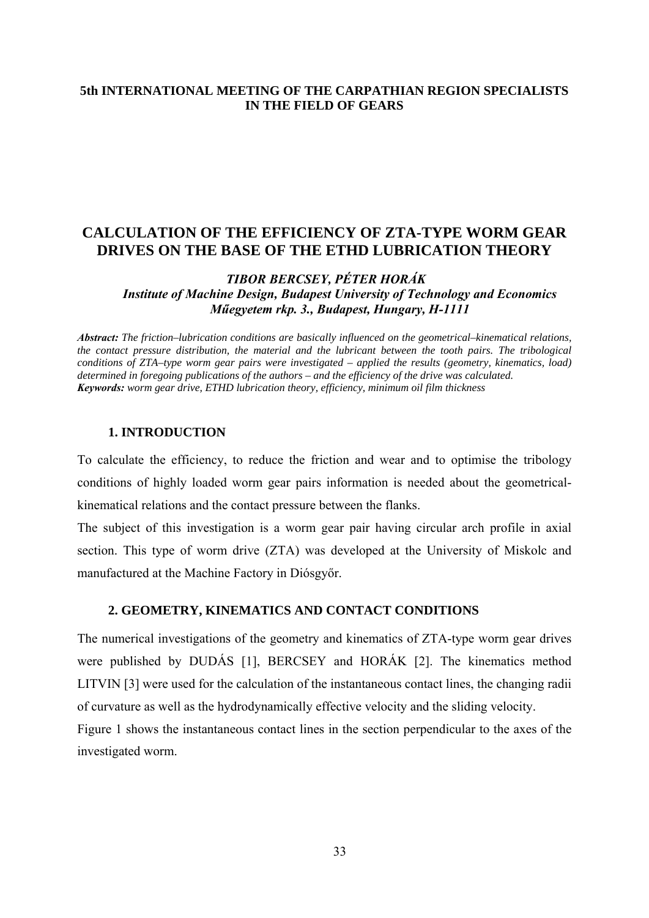**5th INTERNATIONAL MEETING OF THE CARPATHIAN REGION SPECIALISTS IN THE FIELD OF GEARS**

# CALCULATION OF THE EFFICIENCY OF ZTA-TYPE WORM GEAR DRIVES ON THE BASE OF THE ETHD LUBRICATION THEORY

***TIBOR BERCSEY, PÉTER HORÁK***
***Institute of Machine Design, Budapest University of Technology and Economics***
***Műegyetem rkp. 3., Budapest, Hungary, H-1111***

***Abstract:*** *The friction–lubrication conditions are basically influenced on the geometrical–kinematical relations, the contact pressure distribution, the material and the lubricant between the tooth pairs. The tribological conditions of ZTA–type worm gear pairs were investigated – applied the results (geometry, kinematics, load) determined in foregoing publications of the authors – and the efficiency of the drive was calculated.*
***Keywords:*** *worm gear drive, ETHD lubrication theory, efficiency, minimum oil film thickness*

## 1. INTRODUCTION

To calculate the efficiency, to reduce the friction and wear and to optimise the tribology conditions of highly loaded worm gear pairs information is needed about the geometrical-kinematical relations and the contact pressure between the flanks.

The subject of this investigation is a worm gear pair having circular arch profile in axial section. This type of worm drive (ZTA) was developed at the University of Miskolc and manufactured at the Machine Factory in Diósgyőr.

## 2. GEOMETRY, KINEMATICS AND CONTACT CONDITIONS

The numerical investigations of the geometry and kinematics of ZTA-type worm gear drives were published by DUDÁS [1], BERCSEY and HORÁK [2]. The kinematics method LITVIN [3] were used for the calculation of the instantaneous contact lines, the changing radii of curvature as well as the hydrodynamically effective velocity and the sliding velocity.

Figure 1 shows the instantaneous contact lines in the section perpendicular to the axes of the investigated worm.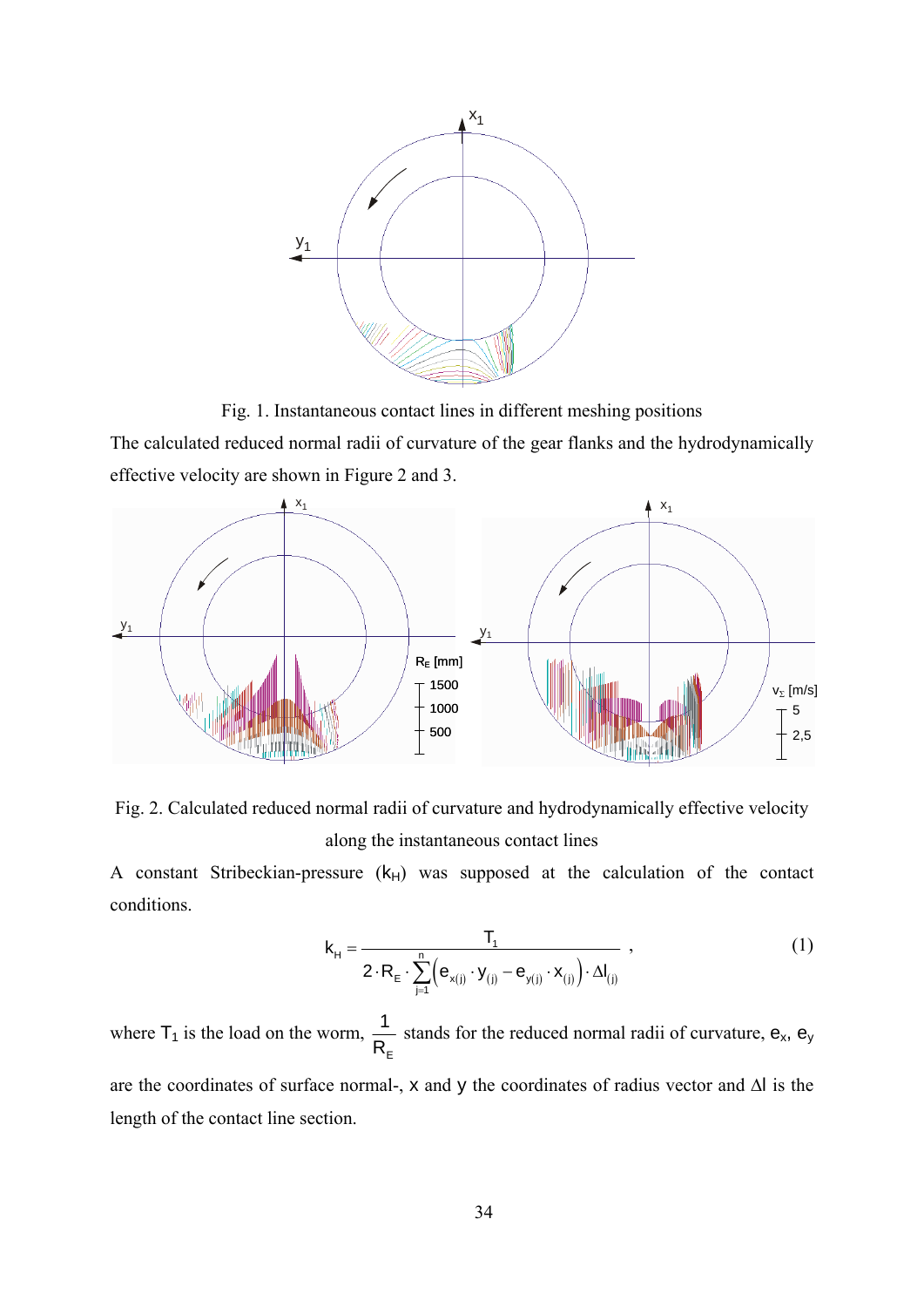Fig. 1. Instantaneous contact lines in different meshing positions

The calculated reduced normal radii of curvature of the gear flanks and the hydrodynamically effective velocity are shown in Figure 2 and 3.

Fig. 2. Calculated reduced normal radii of curvature and hydrodynamically effective velocity along the instantaneous contact lines

A constant Stribeckian-pressure ($k_H$) was supposed at the calculation of the contact conditions.

$$k_H = \frac{T_1}{2 \cdot R_E \cdot \sum_{j=1}^{n} \left( e_{x(j)} \cdot y_{(j)} - e_{y(j)} \cdot x_{(j)} \right) \cdot \Delta l_{(j)}} , \tag{1}$$

where $T_1$ is the load on the worm, $\frac{1}{R_E}$ stands for the reduced normal radii of curvature, $e_x$, $e_y$ are the coordinates of surface normal-, $x$ and $y$ the coordinates of radius vector and $\Delta l$ is the length of the contact line section.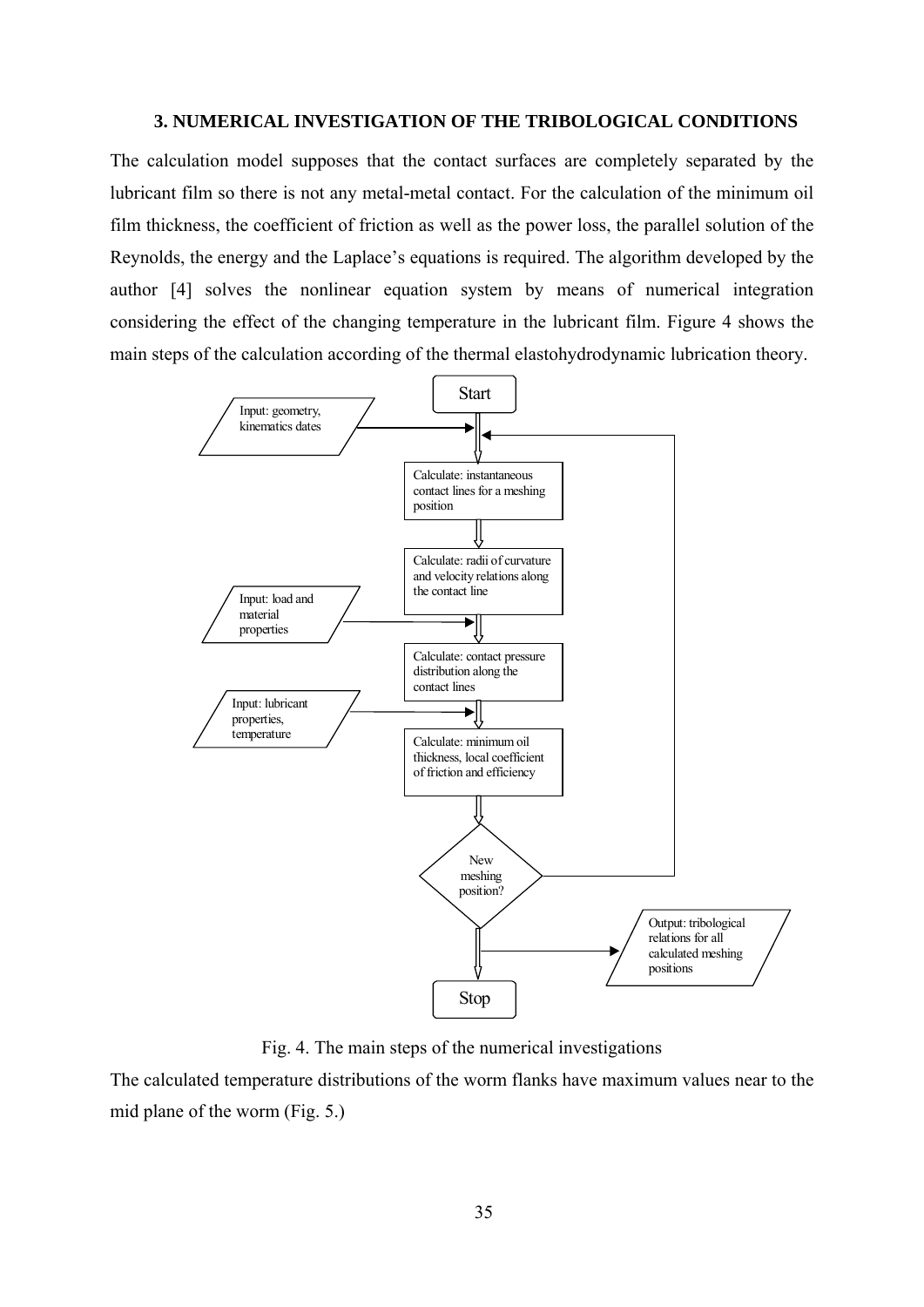### 3. NUMERICAL INVESTIGATION OF THE TRIBOLOGICAL CONDITIONS

The calculation model supposes that the contact surfaces are completely separated by the lubricant film so there is not any metal-metal contact. For the calculation of the minimum oil film thickness, the coefficient of friction as well as the power loss, the parallel solution of the Reynolds, the energy and the Laplace's equations is required. The algorithm developed by the author [4] solves the nonlinear equation system by means of numerical integration considering the effect of the changing temperature in the lubricant film. Figure 4 shows the main steps of the calculation according of the thermal elastohydrodynamic lubrication theory.

Start

Input: geometry, kinematics dates

Calculate: instantaneous contact lines for a meshing position

Calculate: radii of curvature and velocity relations along the contact line

Input: load and material properties

Calculate: contact pressure distribution along the contact lines

Input: lubricant properties, temperature

Calculate: minimum oil thickness, local coefficient of friction and efficiency

New meshing position?

Output: tribological relations for all calculated meshing positions

Stop

Fig. 4. The main steps of the numerical investigations

The calculated temperature distributions of the worm flanks have maximum values near to the mid plane of the worm (Fig. 5.)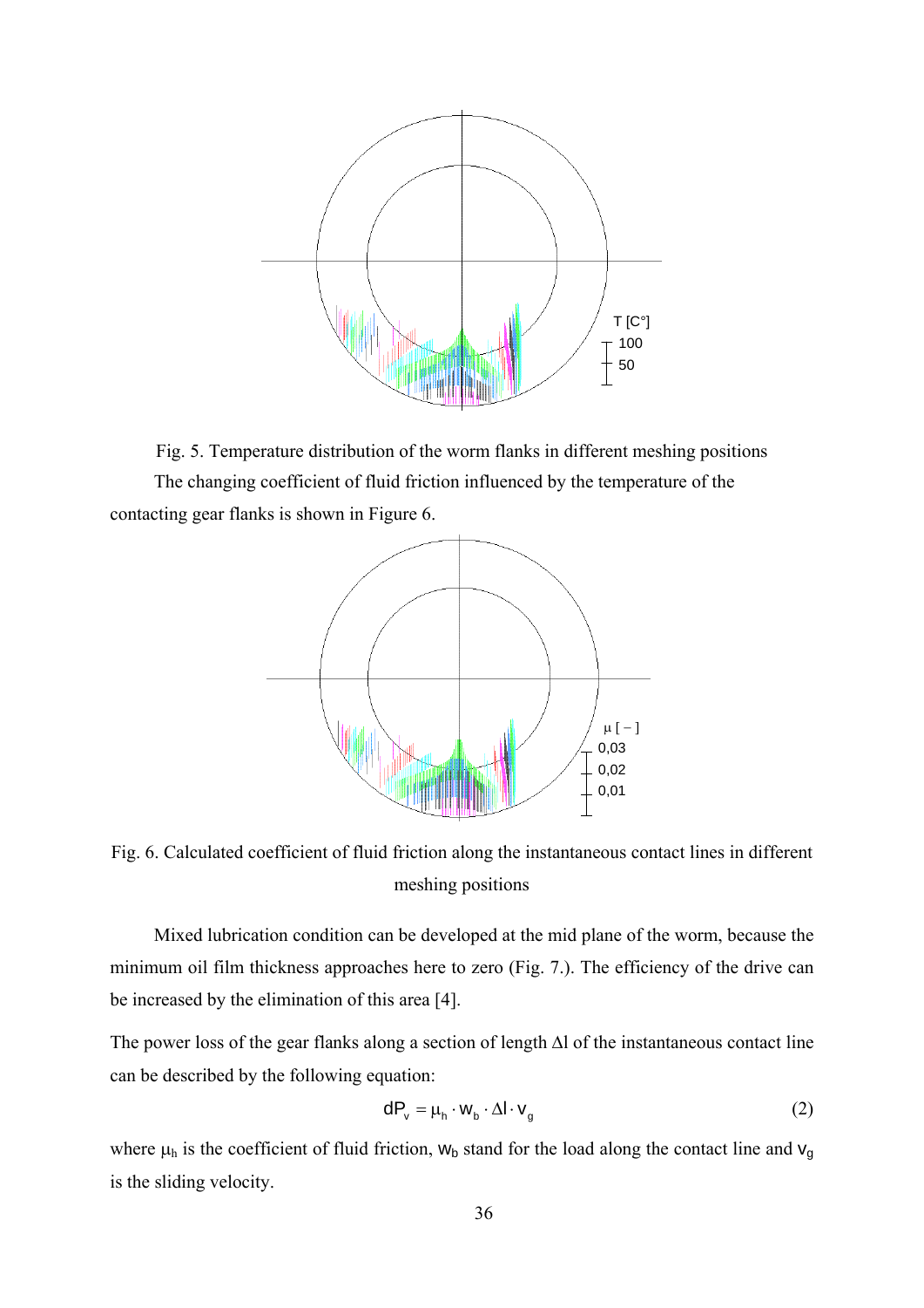Fig. 5. Temperature distribution of the worm flanks in different meshing positions

The changing coefficient of fluid friction influenced by the temperature of the contacting gear flanks is shown in Figure 6.

Fig. 6. Calculated coefficient of fluid friction along the instantaneous contact lines in different meshing positions

Mixed lubrication condition can be developed at the mid plane of the worm, because the minimum oil film thickness approaches here to zero (Fig. 7.). The efficiency of the drive can be increased by the elimination of this area [4].

The power loss of the gear flanks along a section of length $\Delta l$ of the instantaneous contact line can be described by the following equation:

$$dP_v = \mu_h \cdot w_b \cdot \Delta l \cdot v_g \tag{2}$$

where $\mu_h$ is the coefficient of fluid friction, $w_b$ stand for the load along the contact line and $v_g$ is the sliding velocity.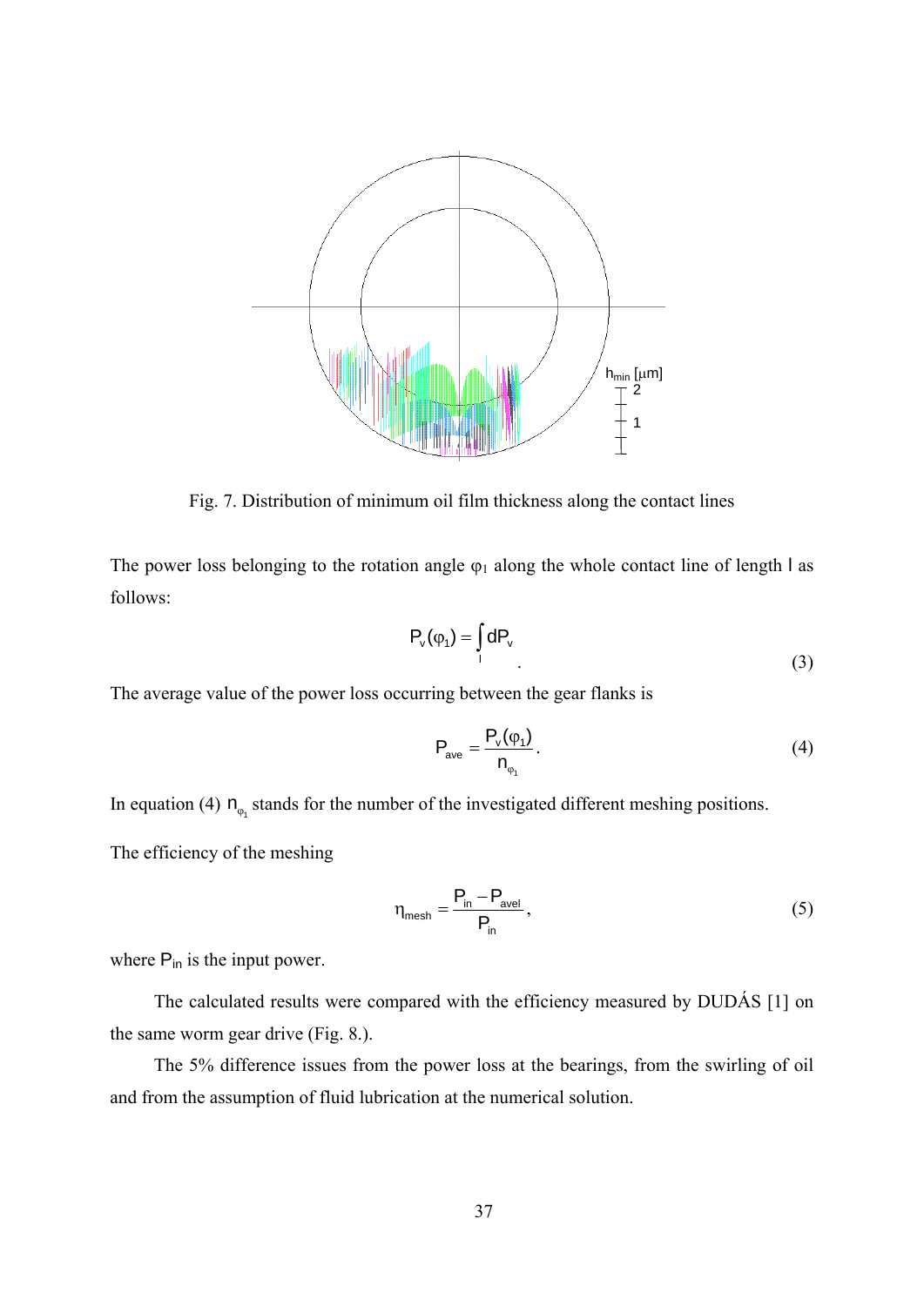Fig. 7. Distribution of minimum oil film thickness along the contact lines

The power loss belonging to the rotation angle $\varphi_1$ along the whole contact line of length $l$ as follows:

$$P_v(\varphi_1) = \int_l dP_v \quad . \tag{3}$$

The average value of the power loss occurring between the gear flanks is

$$P_{ave} = \frac{P_v(\varphi_1)}{n_{\varphi_1}} . \tag{4}$$

In equation (4) $n_{\varphi_1}$ stands for the number of the investigated different meshing positions.

The efficiency of the meshing

$$\eta_{mesh} = \frac{P_{in} - P_{avel}}{P_{in}} , \tag{5}$$

where $P_{in}$ is the input power.

The calculated results were compared with the efficiency measured by DUDÁS [1] on the same worm gear drive (Fig. 8.).

The 5% difference issues from the power loss at the bearings, from the swirling of oil and from the assumption of fluid lubrication at the numerical solution.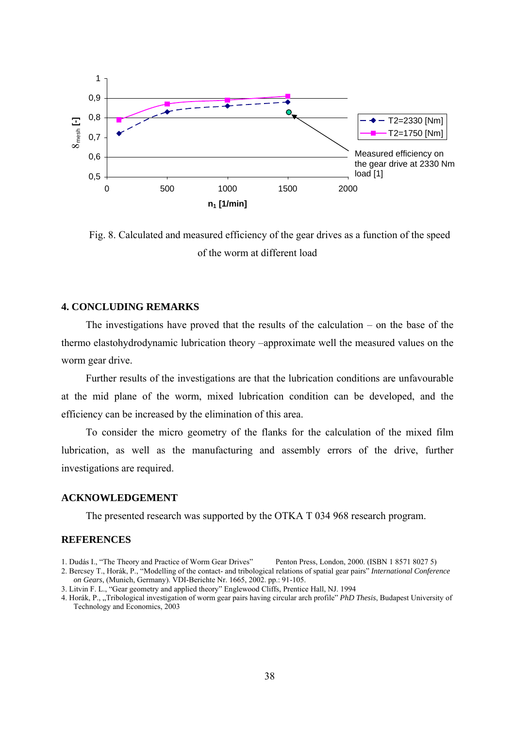1
0,9
0,8
0,7
0,6
0,5

$8_{mesh}$ [-]

0
500
1000
1500
2000

$n_1$ [1/min]

T2=2330 [Nm]
T2=1750 [Nm]

Measured efficiency on the gear drive at 2330 Nm load [1]

Fig. 8. Calculated and measured efficiency of the gear drives as a function of the speed of the worm at different load

## 4. CONCLUDING REMARKS

The investigations have proved that the results of the calculation – on the base of the thermo elastohydrodynamic lubrication theory –approximate well the measured values on the worm gear drive.

Further results of the investigations are that the lubrication conditions are unfavourable at the mid plane of the worm, mixed lubrication condition can be developed, and the efficiency can be increased by the elimination of this area.

To consider the micro geometry of the flanks for the calculation of the mixed film lubrication, as well as the manufacturing and assembly errors of the drive, further investigations are required.

## ACKNOWLEDGEMENT

The presented research was supported by the OTKA T 034 968 research program.

## REFERENCES

1. Dudás I., "The Theory and Practice of Worm Gear Drives" Penton Press, London, 2000. (ISBN 1 8571 8027 5)
2. Bercsey T., Horák, P., "Modelling of the contact- and tribological relations of spatial gear pairs" *International Conference on Gears*, (Munich, Germany). VDI-Berichte Nr. 1665, 2002. pp.: 91-105.
3. Litvin F. L., "Gear geometry and applied theory" Englewood Cliffs, Prentice Hall, NJ. 1994
4. Horák, P., „Tribological investigation of worm gear pairs having circular arch profile" *PhD Thesis*, Budapest University of Technology and Economics, 2003